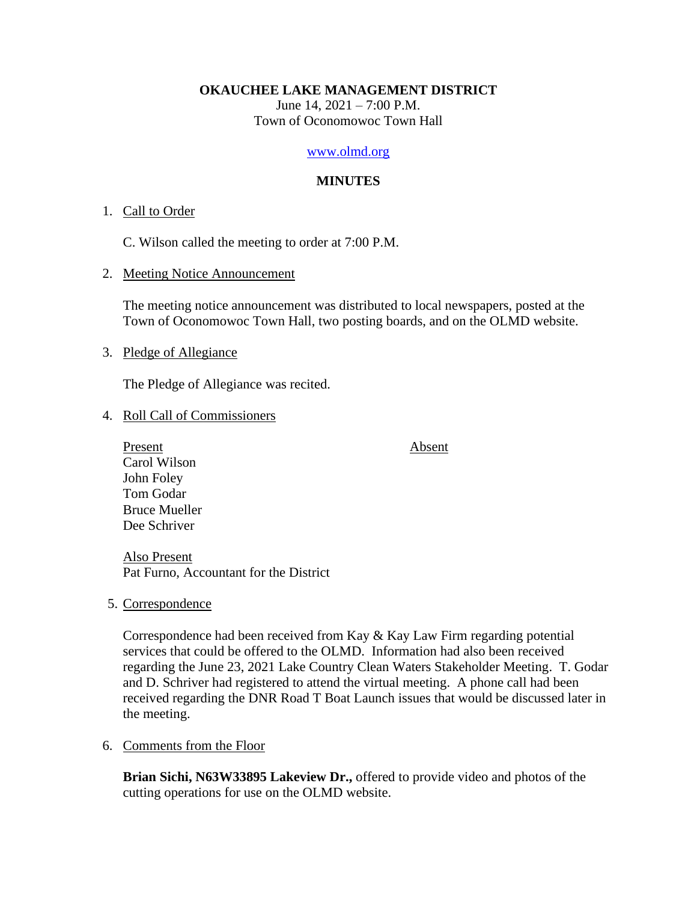**OKAUCHEE LAKE MANAGEMENT DISTRICT**

June 14, 2021 – 7:00 P.M.

Town of Oconomowoc Town Hall

www.olmd.org

**MINUTES**

1. Call to Order

   C. Wilson called the meeting to order at 7:00 P.M.

2. Meeting Notice Announcement

   The meeting notice announcement was distributed to local newspapers, posted at the Town of Oconomowoc Town Hall, two posting boards, and on the OLMD website.

3. Pledge of Allegiance

   The Pledge of Allegiance was recited.

4. Roll Call of Commissioners

| Present | Absent |
|---|---|
| Carol Wilson | |
| John Foley | |
| Tom Godar | |
| Bruce Mueller | |
| Dee Schriver | |

   Also Present
   Pat Furno, Accountant for the District

5. Correspondence

   Correspondence had been received from Kay & Kay Law Firm regarding potential services that could be offered to the OLMD. Information had also been received regarding the June 23, 2021 Lake Country Clean Waters Stakeholder Meeting. T. Godar and D. Schriver had registered to attend the virtual meeting. A phone call had been received regarding the DNR Road T Boat Launch issues that would be discussed later in the meeting.

6. Comments from the Floor

   **Brian Sichi, N63W33895 Lakeview Dr.,** offered to provide video and photos of the cutting operations for use on the OLMD website.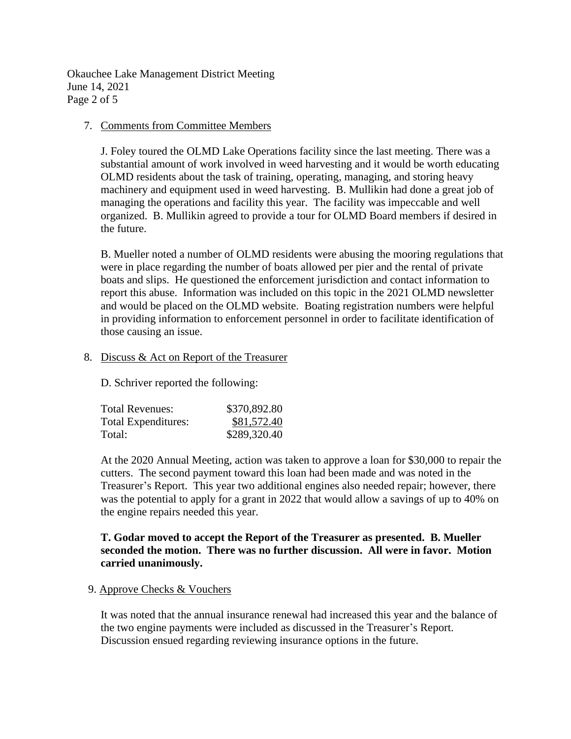7. Comments from Committee Members

   J. Foley toured the OLMD Lake Operations facility since the last meeting. There was a substantial amount of work involved in weed harvesting and it would be worth educating OLMD residents about the task of training, operating, managing, and storing heavy machinery and equipment used in weed harvesting. B. Mullikin had done a great job of managing the operations and facility this year. The facility was impeccable and well organized. B. Mullikin agreed to provide a tour for OLMD Board members if desired in the future.

   B. Mueller noted a number of OLMD residents were abusing the mooring regulations that were in place regarding the number of boats allowed per pier and the rental of private boats and slips. He questioned the enforcement jurisdiction and contact information to report this abuse. Information was included on this topic in the 2021 OLMD newsletter and would be placed on the OLMD website. Boating registration numbers were helpful in providing information to enforcement personnel in order to facilitate identification of those causing an issue.

8. Discuss & Act on Report of the Treasurer

   D. Schriver reported the following:

   | | |
   |---|---|
   | Total Revenues: | \$370,892.80 |
   | Total Expenditures: | \$81,572.40 |
   | Total: | \$289,320.40 |

   At the 2020 Annual Meeting, action was taken to approve a loan for \$30,000 to repair the cutters. The second payment toward this loan had been made and was noted in the Treasurer's Report. This year two additional engines also needed repair; however, there was the potential to apply for a grant in 2022 that would allow a savings of up to 40% on the engine repairs needed this year.

   **T. Godar moved to accept the Report of the Treasurer as presented. B. Mueller seconded the motion. There was no further discussion. All were in favor. Motion carried unanimously.**

9. Approve Checks & Vouchers

   It was noted that the annual insurance renewal had increased this year and the balance of the two engine payments were included as discussed in the Treasurer's Report. Discussion ensued regarding reviewing insurance options in the future.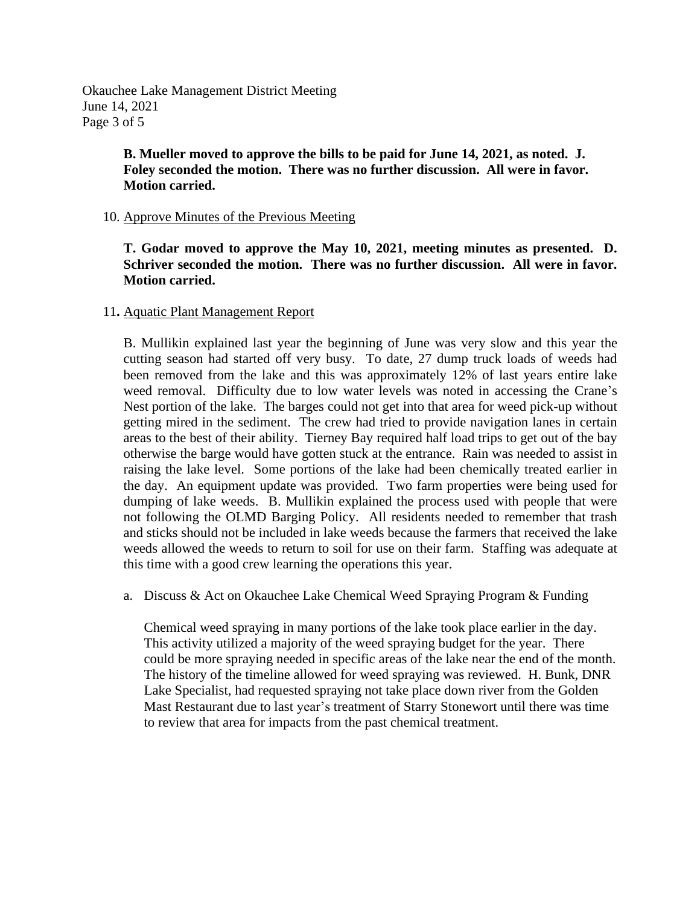**B. Mueller moved to approve the bills to be paid for June 14, 2021, as noted. J. Foley seconded the motion. There was no further discussion. All were in favor. Motion carried.**

10. Approve Minutes of the Previous Meeting

**T. Godar moved to approve the May 10, 2021, meeting minutes as presented. D. Schriver seconded the motion. There was no further discussion. All were in favor. Motion carried.**

11. Aquatic Plant Management Report

B. Mullikin explained last year the beginning of June was very slow and this year the cutting season had started off very busy. To date, 27 dump truck loads of weeds had been removed from the lake and this was approximately 12% of last years entire lake weed removal. Difficulty due to low water levels was noted in accessing the Crane's Nest portion of the lake. The barges could not get into that area for weed pick-up without getting mired in the sediment. The crew had tried to provide navigation lanes in certain areas to the best of their ability. Tierney Bay required half load trips to get out of the bay otherwise the barge would have gotten stuck at the entrance. Rain was needed to assist in raising the lake level. Some portions of the lake had been chemically treated earlier in the day. An equipment update was provided. Two farm properties were being used for dumping of lake weeds. B. Mullikin explained the process used with people that were not following the OLMD Barging Policy. All residents needed to remember that trash and sticks should not be included in lake weeds because the farmers that received the lake weeds allowed the weeds to return to soil for use on their farm. Staffing was adequate at this time with a good crew learning the operations this year.

a. Discuss & Act on Okauchee Lake Chemical Weed Spraying Program & Funding

   Chemical weed spraying in many portions of the lake took place earlier in the day. This activity utilized a majority of the weed spraying budget for the year. There could be more spraying needed in specific areas of the lake near the end of the month. The history of the timeline allowed for weed spraying was reviewed. H. Bunk, DNR Lake Specialist, had requested spraying not take place down river from the Golden Mast Restaurant due to last year's treatment of Starry Stonewort until there was time to review that area for impacts from the past chemical treatment.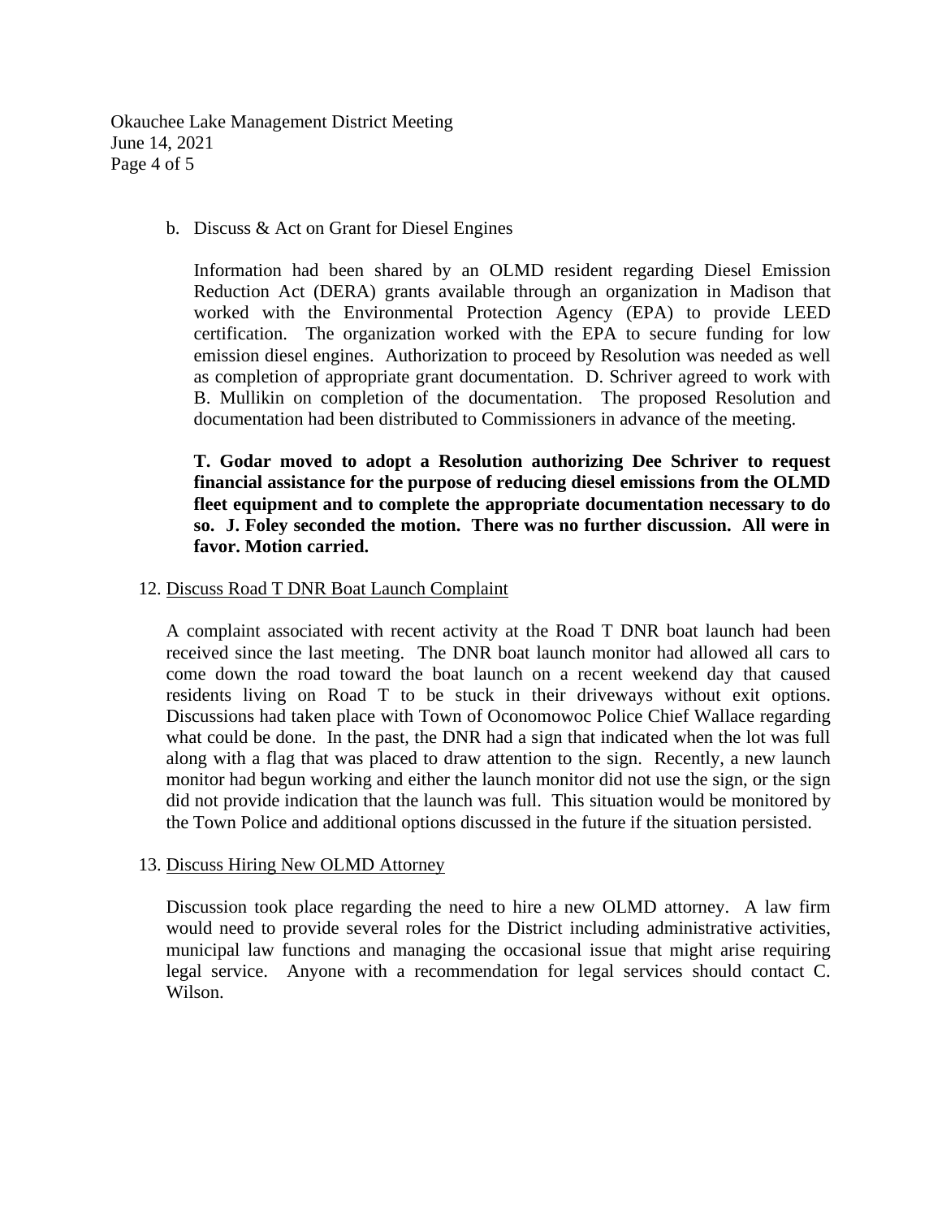b. Discuss & Act on Grant for Diesel Engines

Information had been shared by an OLMD resident regarding Diesel Emission Reduction Act (DERA) grants available through an organization in Madison that worked with the Environmental Protection Agency (EPA) to provide LEED certification. The organization worked with the EPA to secure funding for low emission diesel engines. Authorization to proceed by Resolution was needed as well as completion of appropriate grant documentation. D. Schriver agreed to work with B. Mullikin on completion of the documentation. The proposed Resolution and documentation had been distributed to Commissioners in advance of the meeting.

**T. Godar moved to adopt a Resolution authorizing Dee Schriver to request financial assistance for the purpose of reducing diesel emissions from the OLMD fleet equipment and to complete the appropriate documentation necessary to do so. J. Foley seconded the motion. There was no further discussion. All were in favor. Motion carried.**

12. <u>Discuss Road T DNR Boat Launch Complaint</u>

A complaint associated with recent activity at the Road T DNR boat launch had been received since the last meeting. The DNR boat launch monitor had allowed all cars to come down the road toward the boat launch on a recent weekend day that caused residents living on Road T to be stuck in their driveways without exit options. Discussions had taken place with Town of Oconomowoc Police Chief Wallace regarding what could be done. In the past, the DNR had a sign that indicated when the lot was full along with a flag that was placed to draw attention to the sign. Recently, a new launch monitor had begun working and either the launch monitor did not use the sign, or the sign did not provide indication that the launch was full. This situation would be monitored by the Town Police and additional options discussed in the future if the situation persisted.

13. <u>Discuss Hiring New OLMD Attorney</u>

Discussion took place regarding the need to hire a new OLMD attorney. A law firm would need to provide several roles for the District including administrative activities, municipal law functions and managing the occasional issue that might arise requiring legal service. Anyone with a recommendation for legal services should contact C. Wilson.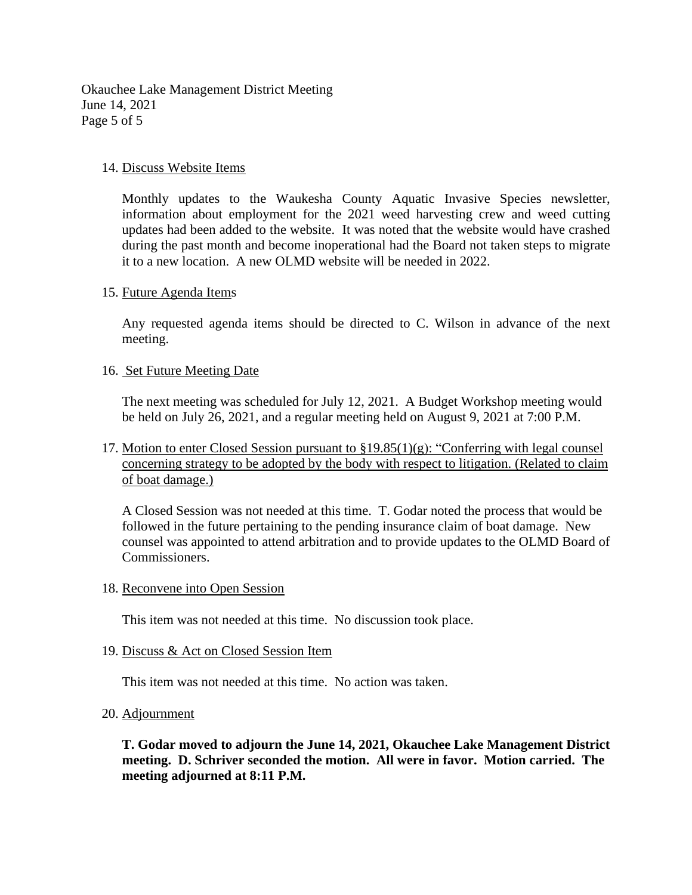14. Discuss Website Items

    Monthly updates to the Waukesha County Aquatic Invasive Species newsletter, information about employment for the 2021 weed harvesting crew and weed cutting updates had been added to the website. It was noted that the website would have crashed during the past month and become inoperational had the Board not taken steps to migrate it to a new location. A new OLMD website will be needed in 2022.

15. Future Agenda Items

    Any requested agenda items should be directed to C. Wilson in advance of the next meeting.

16. Set Future Meeting Date

    The next meeting was scheduled for July 12, 2021. A Budget Workshop meeting would be held on July 26, 2021, and a regular meeting held on August 9, 2021 at 7:00 P.M.

17. Motion to enter Closed Session pursuant to §19.85(1)(g): "Conferring with legal counsel concerning strategy to be adopted by the body with respect to litigation. (Related to claim of boat damage.)

    A Closed Session was not needed at this time. T. Godar noted the process that would be followed in the future pertaining to the pending insurance claim of boat damage. New counsel was appointed to attend arbitration and to provide updates to the OLMD Board of Commissioners.

18. Reconvene into Open Session

    This item was not needed at this time. No discussion took place.

19. Discuss & Act on Closed Session Item

    This item was not needed at this time. No action was taken.

20. Adjournment

    **T. Godar moved to adjourn the June 14, 2021, Okauchee Lake Management District meeting. D. Schriver seconded the motion. All were in favor. Motion carried. The meeting adjourned at 8:11 P.M.**